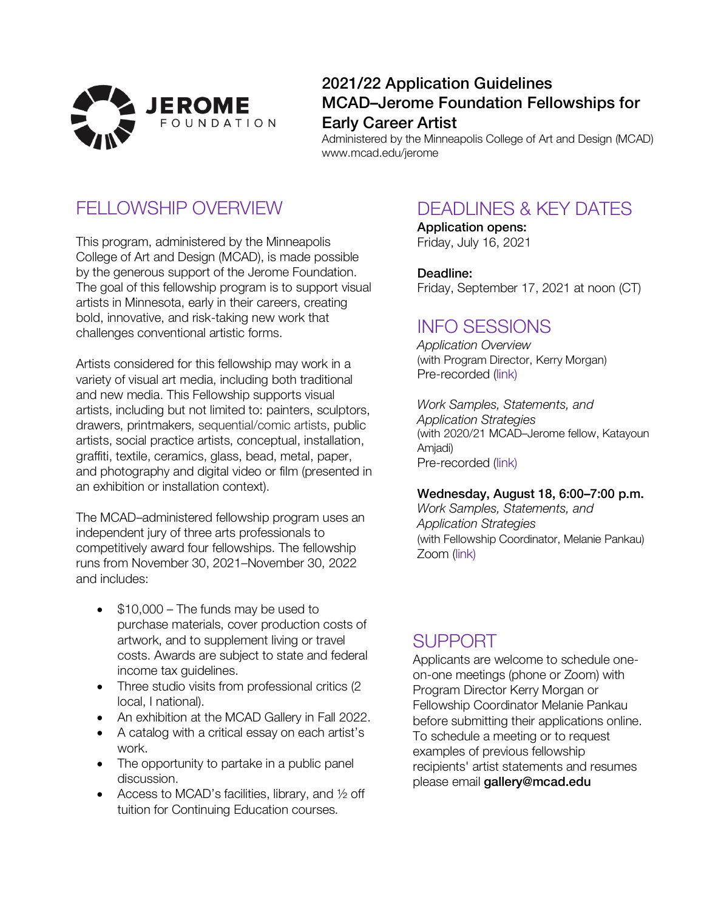# 2021/22 Application Guidelines
# MCAD–Jerome Foundation Fellowships for Early Career Artist

Administered by the Minneapolis College of Art and Design (MCAD)
www.mcad.edu/jerome

## FELLOWSHIP OVERVIEW

This program, administered by the Minneapolis College of Art and Design (MCAD), is made possible by the generous support of the Jerome Foundation. The goal of this fellowship program is to support visual artists in Minnesota, early in their careers, creating bold, innovative, and risk-taking new work that challenges conventional artistic forms.

Artists considered for this fellowship may work in a variety of visual art media, including both traditional and new media. This Fellowship supports visual artists, including but not limited to: painters, sculptors, drawers, printmakers, sequential/comic artists, public artists, social practice artists, conceptual, installation, graffiti, textile, ceramics, glass, bead, metal, paper, and photography and digital video or film (presented in an exhibition or installation context).

The MCAD–administered fellowship program uses an independent jury of three arts professionals to competitively award four fellowships. The fellowship runs from November 30, 2021–November 30, 2022 and includes:

- $10,000 – The funds may be used to purchase materials, cover production costs of artwork, and to supplement living or travel costs. Awards are subject to state and federal income tax guidelines.
- Three studio visits from professional critics (2 local, I national).
- An exhibition at the MCAD Gallery in Fall 2022.
- A catalog with a critical essay on each artist's work.
- The opportunity to partake in a public panel discussion.
- Access to MCAD's facilities, library, and ½ off tuition for Continuing Education courses.

## DEADLINES & KEY DATES

**Application opens:**
Friday, July 16, 2021

**Deadline:**
Friday, September 17, 2021 at noon (CT)

## INFO SESSIONS

*Application Overview*
(with Program Director, Kerry Morgan)
Pre-recorded (link)

*Work Samples, Statements, and Application Strategies*
(with 2020/21 MCAD–Jerome fellow, Katayoun Amjadi)
Pre-recorded (link)

**Wednesday, August 18, 6:00–7:00 p.m.**
*Work Samples, Statements, and Application Strategies*
(with Fellowship Coordinator, Melanie Pankau)
Zoom (link)

## SUPPORT

Applicants are welcome to schedule one-on-one meetings (phone or Zoom) with Program Director Kerry Morgan or Fellowship Coordinator Melanie Pankau before submitting their applications online. To schedule a meeting or to request examples of previous fellowship recipients' artist statements and resumes please email **gallery@mcad.edu**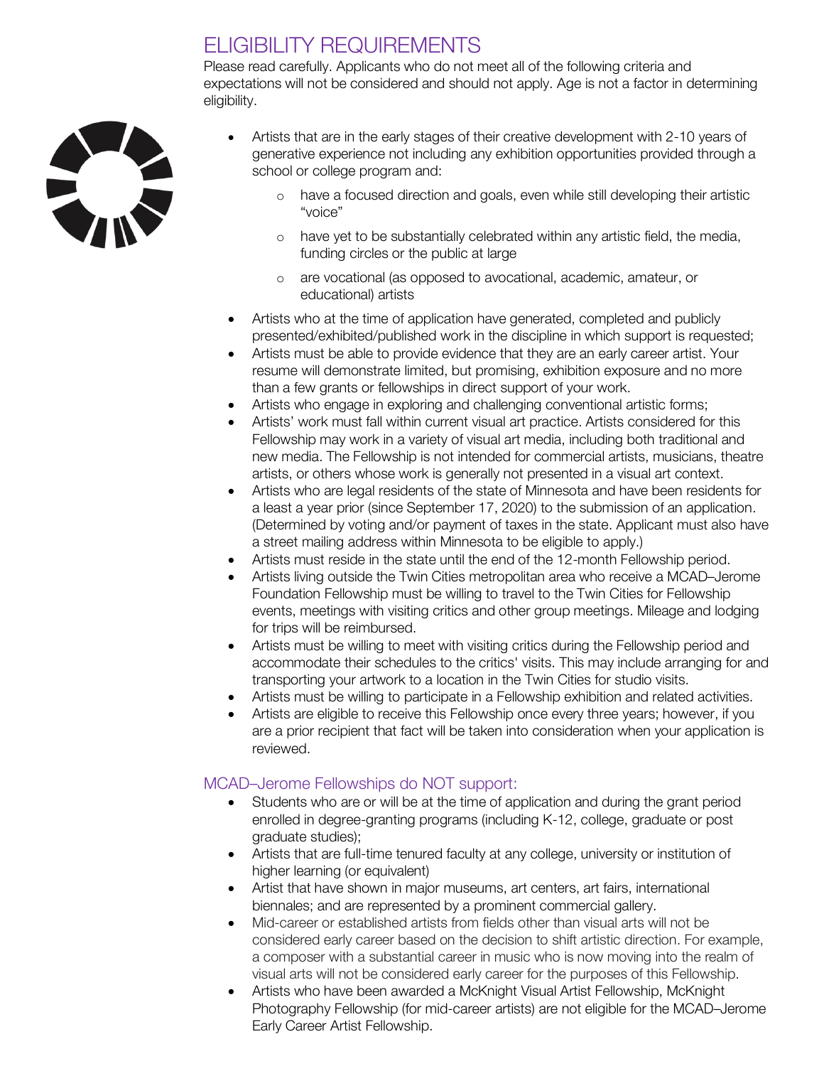## ELIGIBILITY REQUIREMENTS

Please read carefully. Applicants who do not meet all of the following criteria and expectations will not be considered and should not apply. Age is not a factor in determining eligibility.

- Artists that are in the early stages of their creative development with 2-10 years of generative experience not including any exhibition opportunities provided through a school or college program and:
  - have a focused direction and goals, even while still developing their artistic "voice"
  - have yet to be substantially celebrated within any artistic field, the media, funding circles or the public at large
  - are vocational (as opposed to avocational, academic, amateur, or educational) artists
- Artists who at the time of application have generated, completed and publicly presented/exhibited/published work in the discipline in which support is requested;
- Artists must be able to provide evidence that they are an early career artist. Your resume will demonstrate limited, but promising, exhibition exposure and no more than a few grants or fellowships in direct support of your work.
- Artists who engage in exploring and challenging conventional artistic forms;
- Artists' work must fall within current visual art practice. Artists considered for this Fellowship may work in a variety of visual art media, including both traditional and new media. The Fellowship is not intended for commercial artists, musicians, theatre artists, or others whose work is generally not presented in a visual art context.
- Artists who are legal residents of the state of Minnesota and have been residents for a least a year prior (since September 17, 2020) to the submission of an application. (Determined by voting and/or payment of taxes in the state. Applicant must also have a street mailing address within Minnesota to be eligible to apply.)
- Artists must reside in the state until the end of the 12-month Fellowship period.
- Artists living outside the Twin Cities metropolitan area who receive a MCAD–Jerome Foundation Fellowship must be willing to travel to the Twin Cities for Fellowship events, meetings with visiting critics and other group meetings. Mileage and lodging for trips will be reimbursed.
- Artists must be willing to meet with visiting critics during the Fellowship period and accommodate their schedules to the critics' visits. This may include arranging for and transporting your artwork to a location in the Twin Cities for studio visits.
- Artists must be willing to participate in a Fellowship exhibition and related activities.
- Artists are eligible to receive this Fellowship once every three years; however, if you are a prior recipient that fact will be taken into consideration when your application is reviewed.

### MCAD–Jerome Fellowships do NOT support:

- Students who are or will be at the time of application and during the grant period enrolled in degree-granting programs (including K-12, college, graduate or post graduate studies);
- Artists that are full-time tenured faculty at any college, university or institution of higher learning (or equivalent)
- Artist that have shown in major museums, art centers, art fairs, international biennales; and are represented by a prominent commercial gallery.
- Mid-career or established artists from fields other than visual arts will not be considered early career based on the decision to shift artistic direction. For example, a composer with a substantial career in music who is now moving into the realm of visual arts will not be considered early career for the purposes of this Fellowship.
- Artists who have been awarded a McKnight Visual Artist Fellowship, McKnight Photography Fellowship (for mid-career artists) are not eligible for the MCAD–Jerome Early Career Artist Fellowship.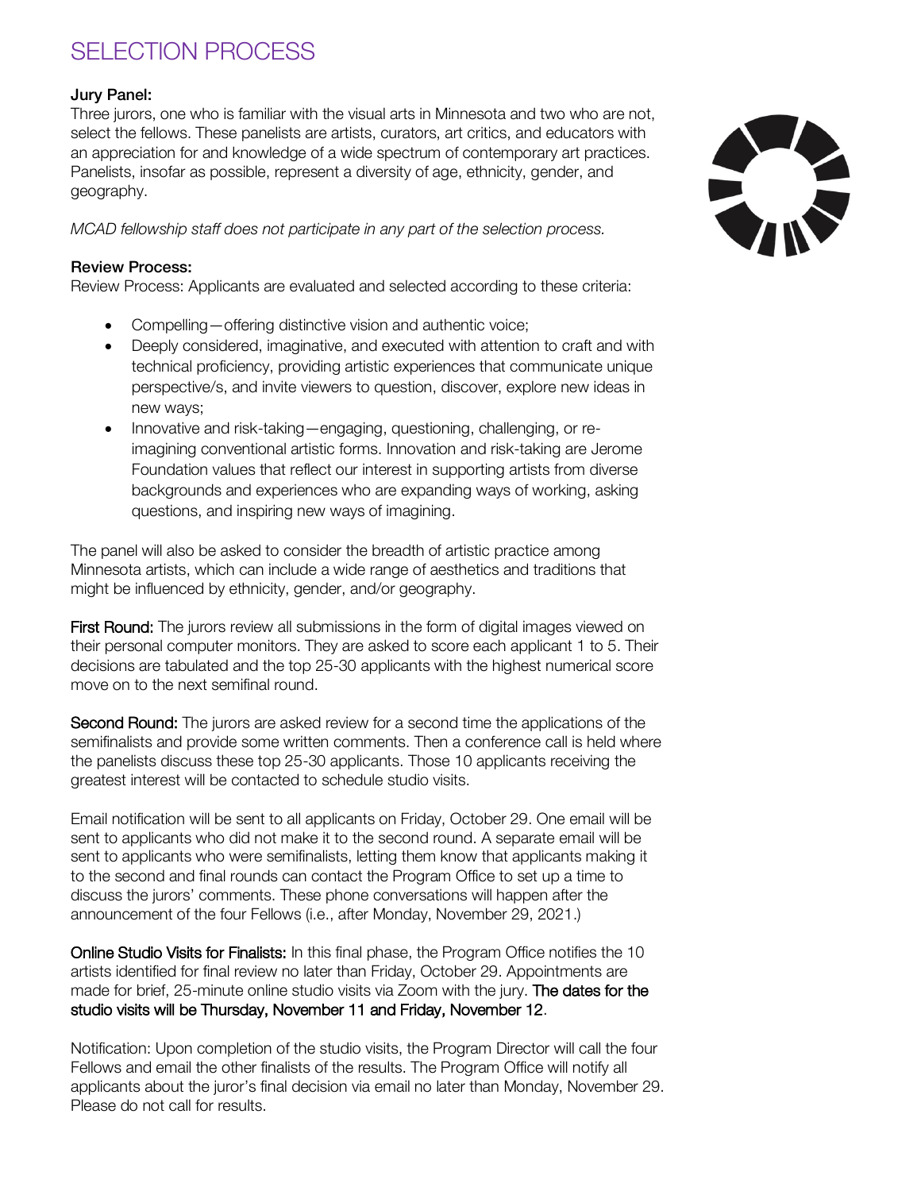# SELECTION PROCESS

**Jury Panel:**
Three jurors, one who is familiar with the visual arts in Minnesota and two who are not, select the fellows. These panelists are artists, curators, art critics, and educators with an appreciation for and knowledge of a wide spectrum of contemporary art practices. Panelists, insofar as possible, represent a diversity of age, ethnicity, gender, and geography.

*MCAD fellowship staff does not participate in any part of the selection process.*

**Review Process:**
Review Process: Applicants are evaluated and selected according to these criteria:

- Compelling—offering distinctive vision and authentic voice;
- Deeply considered, imaginative, and executed with attention to craft and with technical proficiency, providing artistic experiences that communicate unique perspective/s, and invite viewers to question, discover, explore new ideas in new ways;
- Innovative and risk-taking—engaging, questioning, challenging, or re-imagining conventional artistic forms. Innovation and risk-taking are Jerome Foundation values that reflect our interest in supporting artists from diverse backgrounds and experiences who are expanding ways of working, asking questions, and inspiring new ways of imagining.

The panel will also be asked to consider the breadth of artistic practice among Minnesota artists, which can include a wide range of aesthetics and traditions that might be influenced by ethnicity, gender, and/or geography.

**First Round:** The jurors review all submissions in the form of digital images viewed on their personal computer monitors. They are asked to score each applicant 1 to 5. Their decisions are tabulated and the top 25-30 applicants with the highest numerical score move on to the next semifinal round.

**Second Round:** The jurors are asked review for a second time the applications of the semifinalists and provide some written comments. Then a conference call is held where the panelists discuss these top 25-30 applicants. Those 10 applicants receiving the greatest interest will be contacted to schedule studio visits.

Email notification will be sent to all applicants on Friday, October 29. One email will be sent to applicants who did not make it to the second round. A separate email will be sent to applicants who were semifinalists, letting them know that applicants making it to the second and final rounds can contact the Program Office to set up a time to discuss the jurors' comments. These phone conversations will happen after the announcement of the four Fellows (i.e., after Monday, November 29, 2021.)

**Online Studio Visits for Finalists:** In this final phase, the Program Office notifies the 10 artists identified for final review no later than Friday, October 29. Appointments are made for brief, 25-minute online studio visits via Zoom with the jury. **The dates for the studio visits will be Thursday, November 11 and Friday, November 12**.

Notification: Upon completion of the studio visits, the Program Director will call the four Fellows and email the other finalists of the results. The Program Office will notify all applicants about the juror's final decision via email no later than Monday, November 29. Please do not call for results.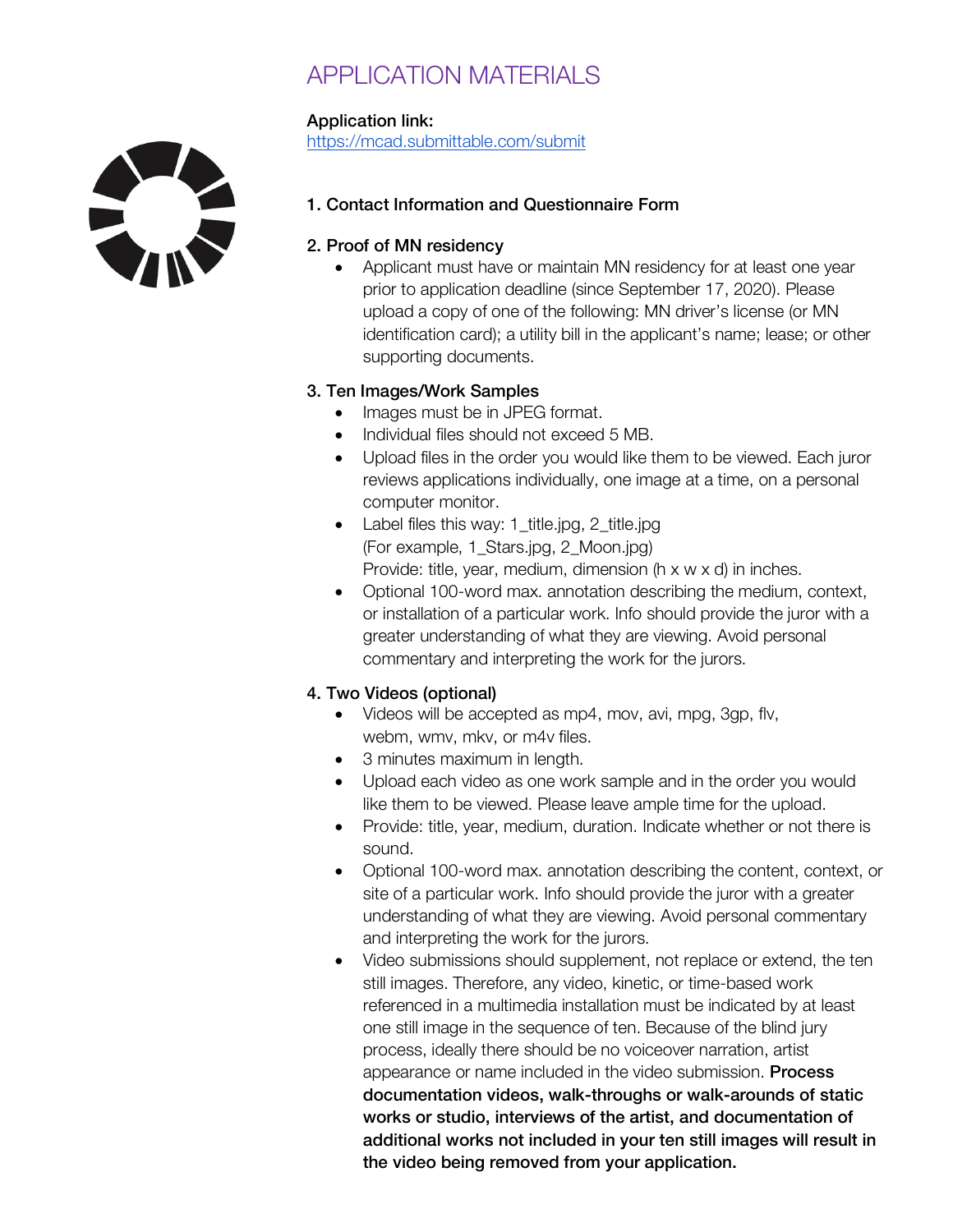# APPLICATION MATERIALS

**Application link:**
[https://mcad.submittable.com/submit](https://mcad.submittable.com/submit)

**1. Contact Information and Questionnaire Form**

**2. Proof of MN residency**

- Applicant must have or maintain MN residency for at least one year prior to application deadline (since September 17, 2020). Please upload a copy of one of the following: MN driver's license (or MN identification card); a utility bill in the applicant's name; lease; or other supporting documents.

**3. Ten Images/Work Samples**

- Images must be in JPEG format.
- Individual files should not exceed 5 MB.
- Upload files in the order you would like them to be viewed. Each juror reviews applications individually, one image at a time, on a personal computer monitor.
- Label files this way: 1_title.jpg, 2_title.jpg
  (For example, 1_Stars.jpg, 2_Moon.jpg)
  Provide: title, year, medium, dimension (h x w x d) in inches.
- Optional 100-word max. annotation describing the medium, context, or installation of a particular work. Info should provide the juror with a greater understanding of what they are viewing. Avoid personal commentary and interpreting the work for the jurors.

**4. Two Videos (optional)**

- Videos will be accepted as mp4, mov, avi, mpg, 3gp, flv, webm, wmv, mkv, or m4v files.
- 3 minutes maximum in length.
- Upload each video as one work sample and in the order you would like them to be viewed. Please leave ample time for the upload.
- Provide: title, year, medium, duration. Indicate whether or not there is sound.
- Optional 100-word max. annotation describing the content, context, or site of a particular work. Info should provide the juror with a greater understanding of what they are viewing. Avoid personal commentary and interpreting the work for the jurors.
- Video submissions should supplement, not replace or extend, the ten still images. Therefore, any video, kinetic, or time-based work referenced in a multimedia installation must be indicated by at least one still image in the sequence of ten. Because of the blind jury process, ideally there should be no voiceover narration, artist appearance or name included in the video submission. **Process documentation videos, walk-throughs or walk-arounds of static works or studio, interviews of the artist, and documentation of additional works not included in your ten still images will result in the video being removed from your application.**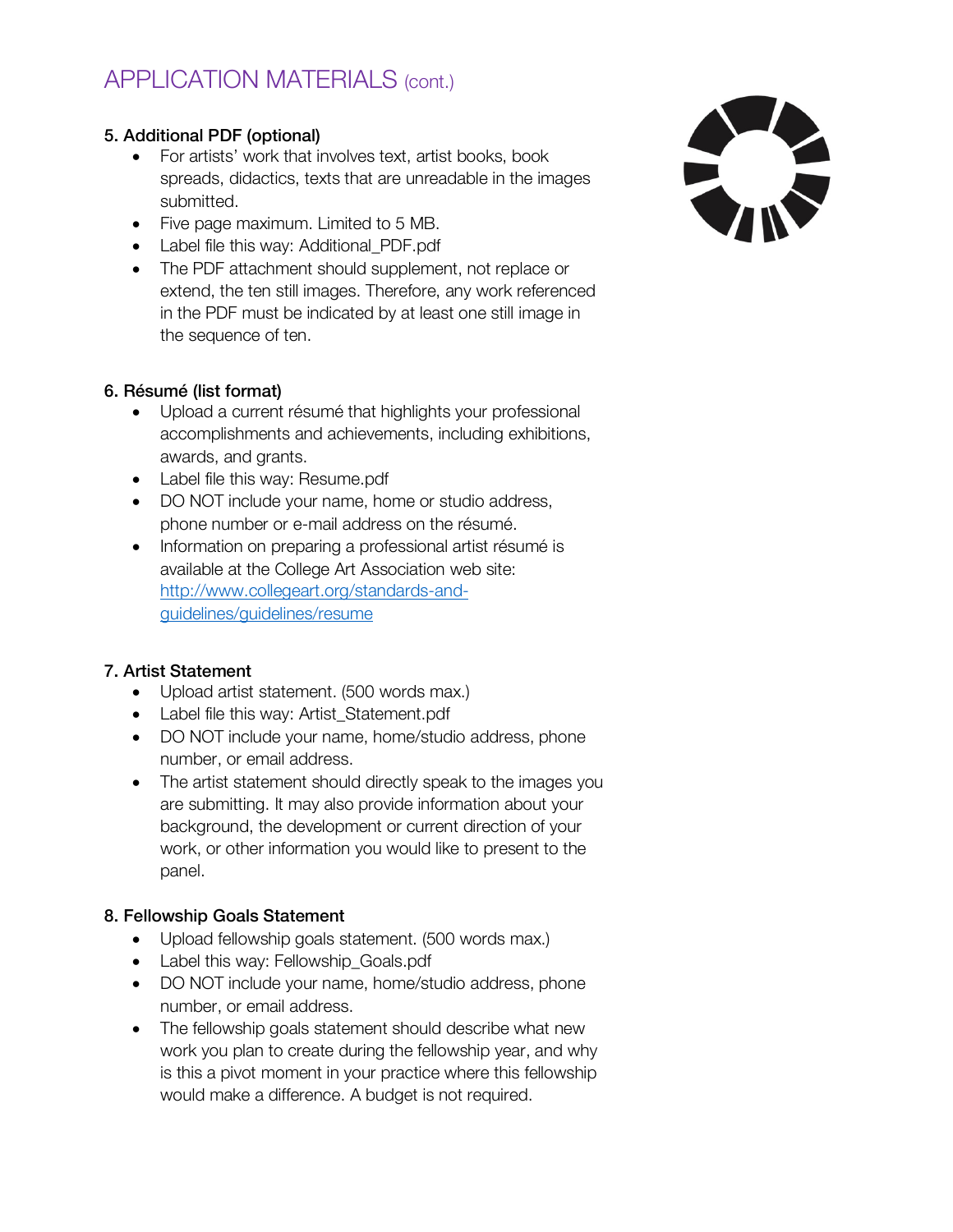## APPLICATION MATERIALS (cont.)

### 5. Additional PDF (optional)

- For artists' work that involves text, artist books, book spreads, didactics, texts that are unreadable in the images submitted.
- Five page maximum. Limited to 5 MB.
- Label file this way: Additional_PDF.pdf
- The PDF attachment should supplement, not replace or extend, the ten still images. Therefore, any work referenced in the PDF must be indicated by at least one still image in the sequence of ten.

### 6. Résumé (list format)

- Upload a current résumé that highlights your professional accomplishments and achievements, including exhibitions, awards, and grants.
- Label file this way: Resume.pdf
- DO NOT include your name, home or studio address, phone number or e-mail address on the résumé.
- Information on preparing a professional artist résumé is available at the College Art Association web site: [http://www.collegeart.org/standards-and-guidelines/guidelines/resume](http://www.collegeart.org/standards-and-guidelines/guidelines/resume)

### 7. Artist Statement

- Upload artist statement. (500 words max.)
- Label file this way: Artist_Statement.pdf
- DO NOT include your name, home/studio address, phone number, or email address.
- The artist statement should directly speak to the images you are submitting. It may also provide information about your background, the development or current direction of your work, or other information you would like to present to the panel.

### 8. Fellowship Goals Statement

- Upload fellowship goals statement. (500 words max.)
- Label this way: Fellowship_Goals.pdf
- DO NOT include your name, home/studio address, phone number, or email address.
- The fellowship goals statement should describe what new work you plan to create during the fellowship year, and why is this a pivot moment in your practice where this fellowship would make a difference. A budget is not required.